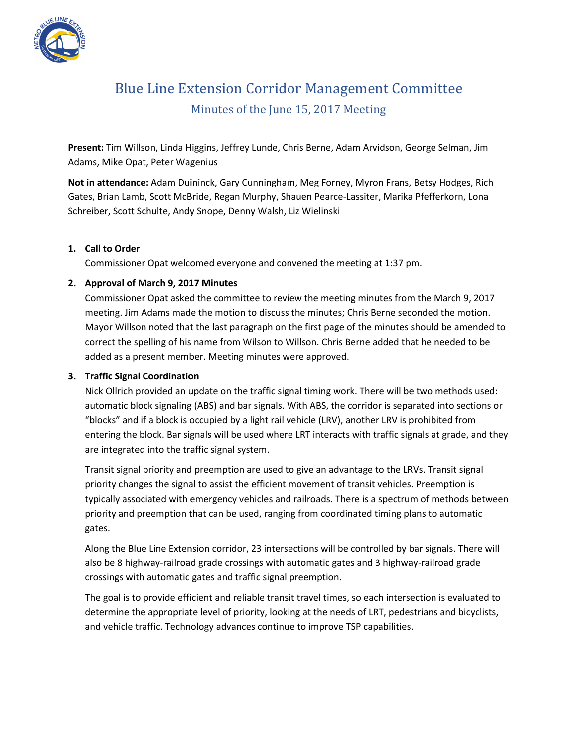# Blue Line Extension Corridor Management Committee

## Minutes of the June 15, 2017 Meeting

**Present:** Tim Willson, Linda Higgins, Jeffrey Lunde, Chris Berne, Adam Arvidson, George Selman, Jim Adams, Mike Opat, Peter Wagenius

**Not in attendance:** Adam Duininck, Gary Cunningham, Meg Forney, Myron Frans, Betsy Hodges, Rich Gates, Brian Lamb, Scott McBride, Regan Murphy, Shauen Pearce-Lassiter, Marika Pfefferkorn, Lona Schreiber, Scott Schulte, Andy Snope, Denny Walsh, Liz Wielinski

1. **Call to Order**

   Commissioner Opat welcomed everyone and convened the meeting at 1:37 pm.

2. **Approval of March 9, 2017 Minutes**

   Commissioner Opat asked the committee to review the meeting minutes from the March 9, 2017 meeting. Jim Adams made the motion to discuss the minutes; Chris Berne seconded the motion. Mayor Willson noted that the last paragraph on the first page of the minutes should be amended to correct the spelling of his name from Wilson to Willson. Chris Berne added that he needed to be added as a present member. Meeting minutes were approved.

3. **Traffic Signal Coordination**

   Nick Ollrich provided an update on the traffic signal timing work. There will be two methods used: automatic block signaling (ABS) and bar signals. With ABS, the corridor is separated into sections or "blocks" and if a block is occupied by a light rail vehicle (LRV), another LRV is prohibited from entering the block. Bar signals will be used where LRT interacts with traffic signals at grade, and they are integrated into the traffic signal system.

   Transit signal priority and preemption are used to give an advantage to the LRVs. Transit signal priority changes the signal to assist the efficient movement of transit vehicles. Preemption is typically associated with emergency vehicles and railroads. There is a spectrum of methods between priority and preemption that can be used, ranging from coordinated timing plans to automatic gates.

   Along the Blue Line Extension corridor, 23 intersections will be controlled by bar signals. There will also be 8 highway-railroad grade crossings with automatic gates and 3 highway-railroad grade crossings with automatic gates and traffic signal preemption.

   The goal is to provide efficient and reliable transit travel times, so each intersection is evaluated to determine the appropriate level of priority, looking at the needs of LRT, pedestrians and bicyclists, and vehicle traffic. Technology advances continue to improve TSP capabilities.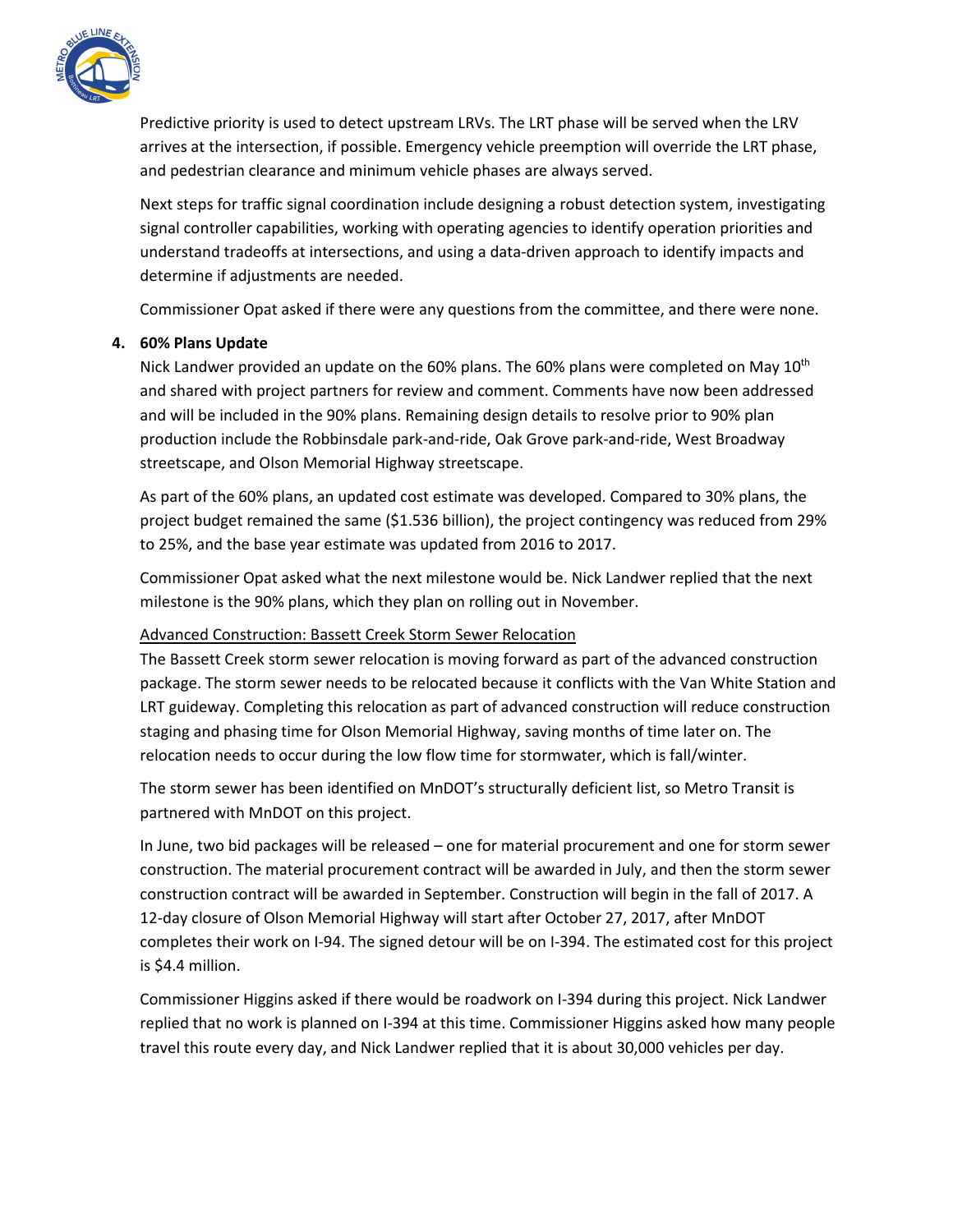Predictive priority is used to detect upstream LRVs. The LRT phase will be served when the LRV arrives at the intersection, if possible. Emergency vehicle preemption will override the LRT phase, and pedestrian clearance and minimum vehicle phases are always served.

Next steps for traffic signal coordination include designing a robust detection system, investigating signal controller capabilities, working with operating agencies to identify operation priorities and understand tradeoffs at intersections, and using a data-driven approach to identify impacts and determine if adjustments are needed.

Commissioner Opat asked if there were any questions from the committee, and there were none.

**4. 60% Plans Update**

Nick Landwer provided an update on the 60% plans. The 60% plans were completed on May 10th and shared with project partners for review and comment. Comments have now been addressed and will be included in the 90% plans. Remaining design details to resolve prior to 90% plan production include the Robbinsdale park-and-ride, Oak Grove park-and-ride, West Broadway streetscape, and Olson Memorial Highway streetscape.

As part of the 60% plans, an updated cost estimate was developed. Compared to 30% plans, the project budget remained the same ($1.536 billion), the project contingency was reduced from 29% to 25%, and the base year estimate was updated from 2016 to 2017.

Commissioner Opat asked what the next milestone would be. Nick Landwer replied that the next milestone is the 90% plans, which they plan on rolling out in November.

<u>Advanced Construction: Bassett Creek Storm Sewer Relocation</u>

The Bassett Creek storm sewer relocation is moving forward as part of the advanced construction package. The storm sewer needs to be relocated because it conflicts with the Van White Station and LRT guideway. Completing this relocation as part of advanced construction will reduce construction staging and phasing time for Olson Memorial Highway, saving months of time later on. The relocation needs to occur during the low flow time for stormwater, which is fall/winter.

The storm sewer has been identified on MnDOT's structurally deficient list, so Metro Transit is partnered with MnDOT on this project.

In June, two bid packages will be released – one for material procurement and one for storm sewer construction. The material procurement contract will be awarded in July, and then the storm sewer construction contract will be awarded in September. Construction will begin in the fall of 2017. A 12-day closure of Olson Memorial Highway will start after October 27, 2017, after MnDOT completes their work on I-94. The signed detour will be on I-394. The estimated cost for this project is $4.4 million.

Commissioner Higgins asked if there would be roadwork on I-394 during this project. Nick Landwer replied that no work is planned on I-394 at this time. Commissioner Higgins asked how many people travel this route every day, and Nick Landwer replied that it is about 30,000 vehicles per day.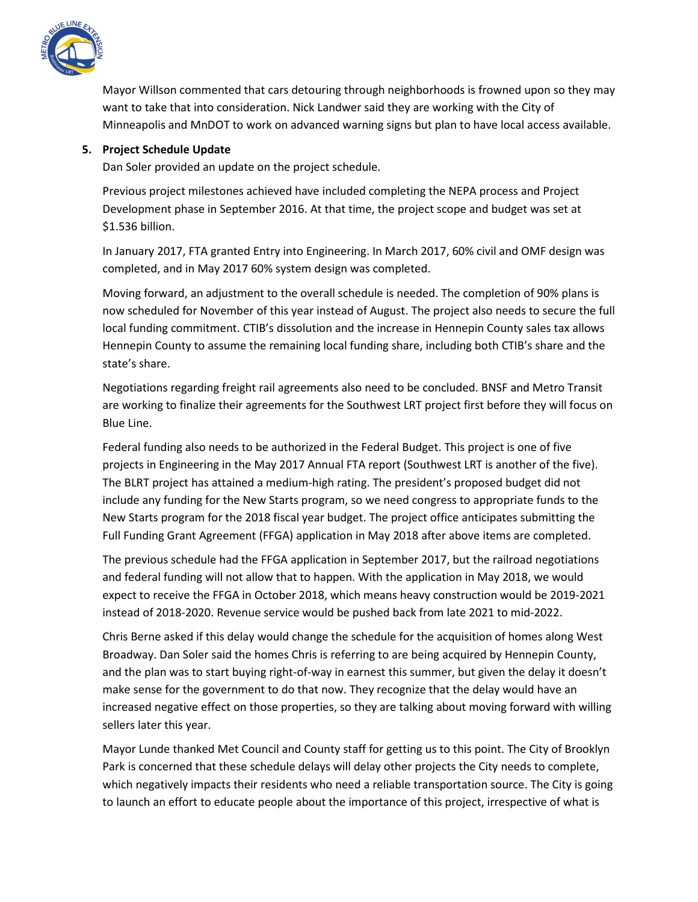Mayor Willson commented that cars detouring through neighborhoods is frowned upon so they may want to take that into consideration. Nick Landwer said they are working with the City of Minneapolis and MnDOT to work on advanced warning signs but plan to have local access available.

5. **Project Schedule Update**

Dan Soler provided an update on the project schedule.

Previous project milestones achieved have included completing the NEPA process and Project Development phase in September 2016. At that time, the project scope and budget was set at $1.536 billion.

In January 2017, FTA granted Entry into Engineering. In March 2017, 60% civil and OMF design was completed, and in May 2017 60% system design was completed.

Moving forward, an adjustment to the overall schedule is needed. The completion of 90% plans is now scheduled for November of this year instead of August. The project also needs to secure the full local funding commitment. CTIB's dissolution and the increase in Hennepin County sales tax allows Hennepin County to assume the remaining local funding share, including both CTIB's share and the state's share.

Negotiations regarding freight rail agreements also need to be concluded. BNSF and Metro Transit are working to finalize their agreements for the Southwest LRT project first before they will focus on Blue Line.

Federal funding also needs to be authorized in the Federal Budget. This project is one of five projects in Engineering in the May 2017 Annual FTA report (Southwest LRT is another of the five). The BLRT project has attained a medium-high rating. The president's proposed budget did not include any funding for the New Starts program, so we need congress to appropriate funds to the New Starts program for the 2018 fiscal year budget. The project office anticipates submitting the Full Funding Grant Agreement (FFGA) application in May 2018 after above items are completed.

The previous schedule had the FFGA application in September 2017, but the railroad negotiations and federal funding will not allow that to happen. With the application in May 2018, we would expect to receive the FFGA in October 2018, which means heavy construction would be 2019-2021 instead of 2018-2020. Revenue service would be pushed back from late 2021 to mid-2022.

Chris Berne asked if this delay would change the schedule for the acquisition of homes along West Broadway. Dan Soler said the homes Chris is referring to are being acquired by Hennepin County, and the plan was to start buying right-of-way in earnest this summer, but given the delay it doesn't make sense for the government to do that now. They recognize that the delay would have an increased negative effect on those properties, so they are talking about moving forward with willing sellers later this year.

Mayor Lunde thanked Met Council and County staff for getting us to this point. The City of Brooklyn Park is concerned that these schedule delays will delay other projects the City needs to complete, which negatively impacts their residents who need a reliable transportation source. The City is going to launch an effort to educate people about the importance of this project, irrespective of what is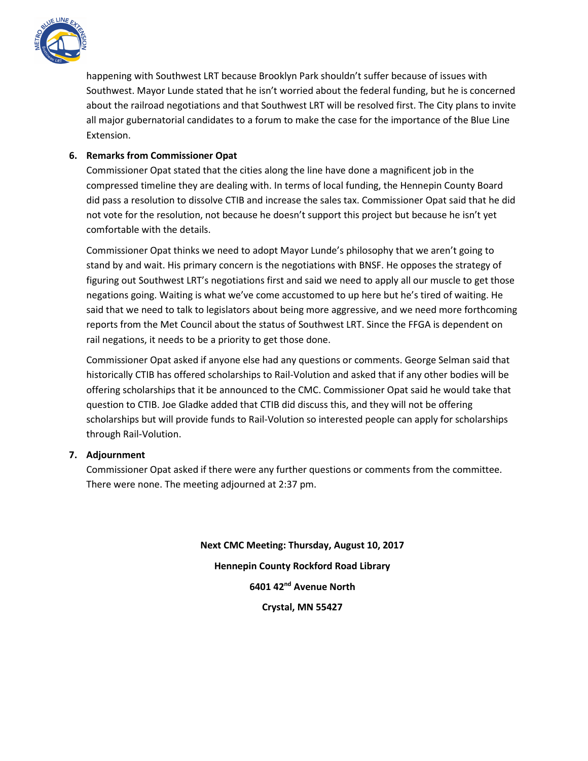happening with Southwest LRT because Brooklyn Park shouldn't suffer because of issues with Southwest. Mayor Lunde stated that he isn't worried about the federal funding, but he is concerned about the railroad negotiations and that Southwest LRT will be resolved first. The City plans to invite all major gubernatorial candidates to a forum to make the case for the importance of the Blue Line Extension.

6. **Remarks from Commissioner Opat**

   Commissioner Opat stated that the cities along the line have done a magnificent job in the compressed timeline they are dealing with. In terms of local funding, the Hennepin County Board did pass a resolution to dissolve CTIB and increase the sales tax. Commissioner Opat said that he did not vote for the resolution, not because he doesn't support this project but because he isn't yet comfortable with the details.

   Commissioner Opat thinks we need to adopt Mayor Lunde's philosophy that we aren't going to stand by and wait. His primary concern is the negotiations with BNSF. He opposes the strategy of figuring out Southwest LRT's negotiations first and said we need to apply all our muscle to get those negations going. Waiting is what we've come accustomed to up here but he's tired of waiting. He said that we need to talk to legislators about being more aggressive, and we need more forthcoming reports from the Met Council about the status of Southwest LRT. Since the FFGA is dependent on rail negations, it needs to be a priority to get those done.

   Commissioner Opat asked if anyone else had any questions or comments. George Selman said that historically CTIB has offered scholarships to Rail-Volution and asked that if any other bodies will be offering scholarships that it be announced to the CMC. Commissioner Opat said he would take that question to CTIB. Joe Gladke added that CTIB did discuss this, and they will not be offering scholarships but will provide funds to Rail-Volution so interested people can apply for scholarships through Rail-Volution.

7. **Adjournment**

   Commissioner Opat asked if there were any further questions or comments from the committee. There were none. The meeting adjourned at 2:37 pm.

**Next CMC Meeting: Thursday, August 10, 2017**

**Hennepin County Rockford Road Library**

**6401 42nd Avenue North**

**Crystal, MN 55427**